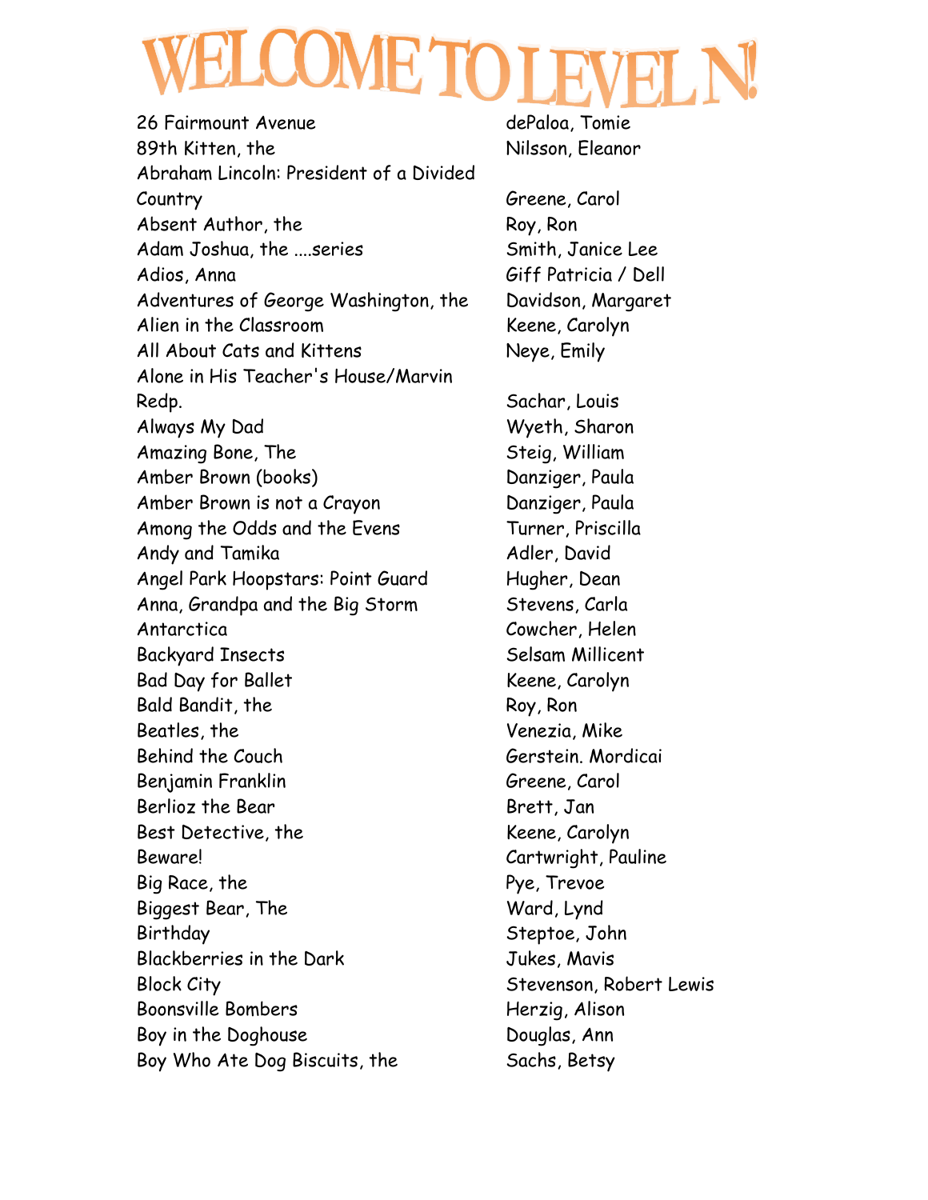# WELCOME TO LEVEL N!

| Title | Author |
|---|---|
| 26 Fairmount Avenue | dePaloa, Tomie |
| 89th Kitten, the | Nilsson, Eleanor |
| Abraham Lincoln: President of a Divided Country | Greene, Carol |
| Absent Author, the | Roy, Ron |
| Adam Joshua, the ....series | Smith, Janice Lee |
| Adios, Anna | Giff Patricia / Dell |
| Adventures of George Washington, the | Davidson, Margaret |
| Alien in the Classroom | Keene, Carolyn |
| All About Cats and Kittens | Neye, Emily |
| Alone in His Teacher's House/Marvin Redp. | Sachar, Louis |
| Always My Dad | Wyeth, Sharon |
| Amazing Bone, The | Steig, William |
| Amber Brown (books) | Danziger, Paula |
| Amber Brown is not a Crayon | Danziger, Paula |
| Among the Odds and the Evens | Turner, Priscilla |
| Andy and Tamika | Adler, David |
| Angel Park Hoopstars: Point Guard | Hugher, Dean |
| Anna, Grandpa and the Big Storm | Stevens, Carla |
| Antarctica | Cowcher, Helen |
| Backyard Insects | Selsam Millicent |
| Bad Day for Ballet | Keene, Carolyn |
| Bald Bandit, the | Roy, Ron |
| Beatles, the | Venezia, Mike |
| Behind the Couch | Gerstein. Mordicai |
| Benjamin Franklin | Greene, Carol |
| Berlioz the Bear | Brett, Jan |
| Best Detective, the | Keene, Carolyn |
| Beware! | Cartwright, Pauline |
| Big Race, the | Pye, Trevoe |
| Biggest Bear, The | Ward, Lynd |
| Birthday | Steptoe, John |
| Blackberries in the Dark | Jukes, Mavis |
| Block City | Stevenson, Robert Lewis |
| Boonsville Bombers | Herzig, Alison |
| Boy in the Doghouse | Douglas, Ann |
| Boy Who Ate Dog Biscuits, the | Sachs, Betsy |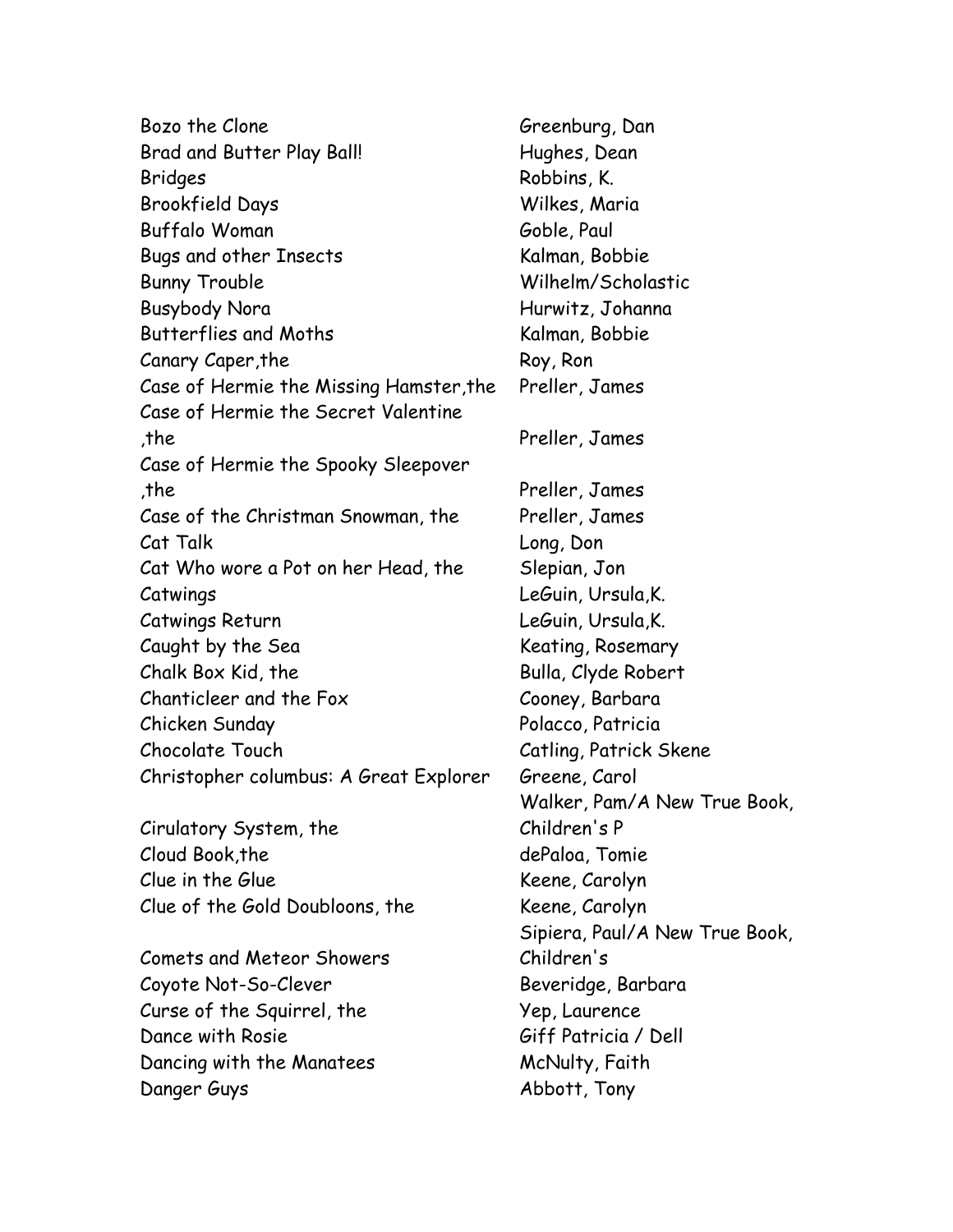| Title | Author |
|---|---|
| Bozo the Clone | Greenburg, Dan |
| Brad and Butter Play Ball! | Hughes, Dean |
| Bridges | Robbins, K. |
| Brookfield Days | Wilkes, Maria |
| Buffalo Woman | Goble, Paul |
| Bugs and other Insects | Kalman, Bobbie |
| Bunny Trouble | Wilhelm/Scholastic |
| Busybody Nora | Hurwitz, Johanna |
| Butterflies and Moths | Kalman, Bobbie |
| Canary Caper,the | Roy, Ron |
| Case of Hermie the Missing Hamster,the | Preller, James |
| Case of Hermie the Secret Valentine ,the | Preller, James |
| Case of Hermie the Spooky Sleepover ,the | Preller, James |
| Case of the Christman Snowman, the | Preller, James |
| Cat Talk | Long, Don |
| Cat Who wore a Pot on her Head, the | Slepian, Jon |
| Catwings | LeGuin, Ursula,K. |
| Catwings Return | LeGuin, Ursula,K. |
| Caught by the Sea | Keating, Rosemary |
| Chalk Box Kid, the | Bulla, Clyde Robert |
| Chanticleer and the Fox | Cooney, Barbara |
| Chicken Sunday | Polacco, Patricia |
| Chocolate Touch | Catling, Patrick Skene |
| Christopher columbus: A Great Explorer | Greene, Carol |
| Cirulatory System, the | Walker, Pam/A New True Book, Children's P |
| Cloud Book,the | dePaloa, Tomie |
| Clue in the Glue | Keene, Carolyn |
| Clue of the Gold Doubloons, the | Keene, Carolyn |
| Comets and Meteor Showers | Sipiera, Paul/A New True Book, Children's |
| Coyote Not-So-Clever | Beveridge, Barbara |
| Curse of the Squirrel, the | Yep, Laurence |
| Dance with Rosie | Giff Patricia / Dell |
| Dancing with the Manatees | McNulty, Faith |
| Danger Guys | Abbott, Tony |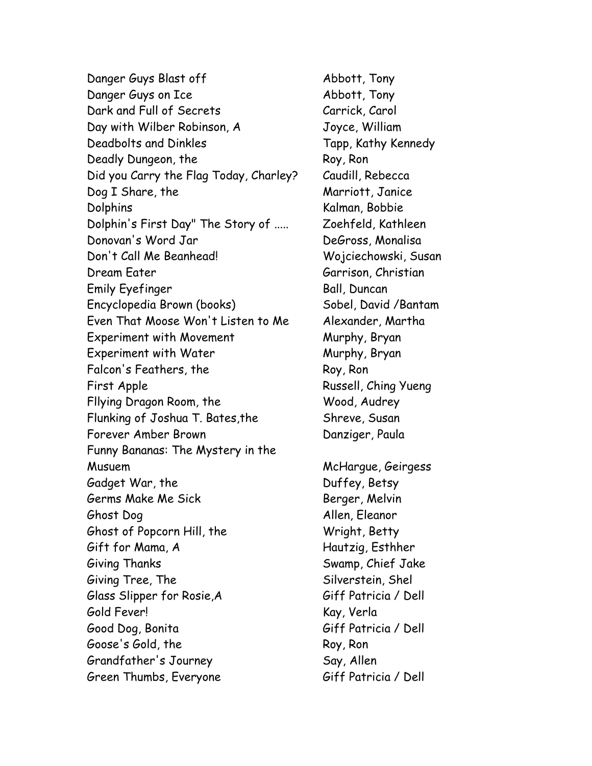| Title | Author |
| --- | --- |
| Danger Guys Blast off | Abbott, Tony |
| Danger Guys on Ice | Abbott, Tony |
| Dark and Full of Secrets | Carrick, Carol |
| Day with Wilber Robinson, A | Joyce, William |
| Deadbolts and Dinkles | Tapp, Kathy Kennedy |
| Deadly Dungeon, the | Roy, Ron |
| Did you Carry the Flag Today, Charley? | Caudill, Rebecca |
| Dog I Share, the | Marriott, Janice |
| Dolphins | Kalman, Bobbie |
| Dolphin's First Day" The Story of ..... | Zoehfeld, Kathleen |
| Donovan's Word Jar | DeGross, Monalisa |
| Don't Call Me Beanhead! | Wojciechowski, Susan |
| Dream Eater | Garrison, Christian |
| Emily Eyefinger | Ball, Duncan |
| Encyclopedia Brown (books) | Sobel, David /Bantam |
| Even That Moose Won't Listen to Me | Alexander, Martha |
| Experiment with Movement | Murphy, Bryan |
| Experiment with Water | Murphy, Bryan |
| Falcon's Feathers, the | Roy, Ron |
| First Apple | Russell, Ching Yueng |
| Fllying Dragon Room, the | Wood, Audrey |
| Flunking of Joshua T. Bates,the | Shreve, Susan |
| Forever Amber Brown | Danziger, Paula |
| Funny Bananas: The Mystery in the Musuem | McHargue, Geirgess |
| Gadget War, the | Duffey, Betsy |
| Germs Make Me Sick | Berger, Melvin |
| Ghost Dog | Allen, Eleanor |
| Ghost of Popcorn Hill, the | Wright, Betty |
| Gift for Mama, A | Hautzig, Esthher |
| Giving Thanks | Swamp, Chief Jake |
| Giving Tree, The | Silverstein, Shel |
| Glass Slipper for Rosie,A | Giff Patricia / Dell |
| Gold Fever! | Kay, Verla |
| Good Dog, Bonita | Giff Patricia / Dell |
| Goose's Gold, the | Roy, Ron |
| Grandfather's Journey | Say, Allen |
| Green Thumbs, Everyone | Giff Patricia / Dell |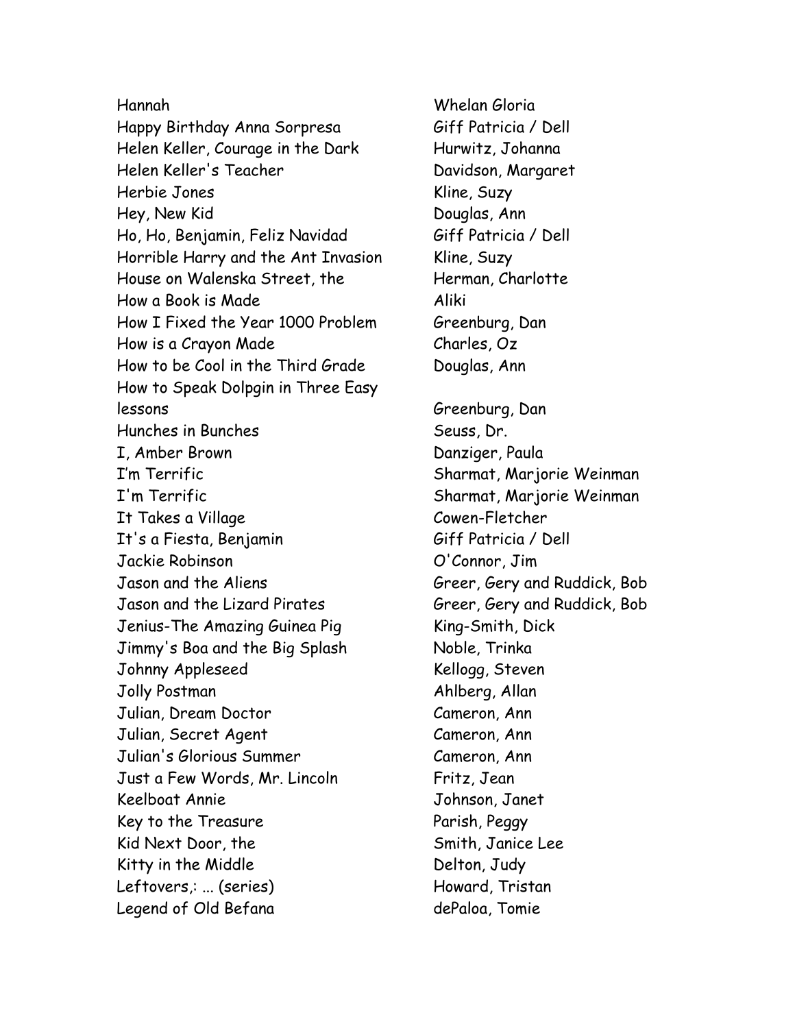| | |
|---|---|
| Hannah | Whelan Gloria |
| Happy Birthday Anna Sorpresa | Giff Patricia / Dell |
| Helen Keller, Courage in the Dark | Hurwitz, Johanna |
| Helen Keller's Teacher | Davidson, Margaret |
| Herbie Jones | Kline, Suzy |
| Hey, New Kid | Douglas, Ann |
| Ho, Ho, Benjamin, Feliz Navidad | Giff Patricia / Dell |
| Horrible Harry and the Ant Invasion | Kline, Suzy |
| House on Walenska Street, the | Herman, Charlotte |
| How a Book is Made | Aliki |
| How I Fixed the Year 1000 Problem | Greenburg, Dan |
| How is a Crayon Made | Charles, Oz |
| How to be Cool in the Third Grade | Douglas, Ann |
| How to Speak Dolpgin in Three Easy lessons | Greenburg, Dan |
| Hunches in Bunches | Seuss, Dr. |
| I, Amber Brown | Danziger, Paula |
| I'm Terrific | Sharmat, Marjorie Weinman |
| I'm Terrific | Sharmat, Marjorie Weinman |
| It Takes a Village | Cowen-Fletcher |
| It's a Fiesta, Benjamin | Giff Patricia / Dell |
| Jackie Robinson | O'Connor, Jim |
| Jason and the Aliens | Greer, Gery and Ruddick, Bob |
| Jason and the Lizard Pirates | Greer, Gery and Ruddick, Bob |
| Jenius-The Amazing Guinea Pig | King-Smith, Dick |
| Jimmy's Boa and the Big Splash | Noble, Trinka |
| Johnny Appleseed | Kellogg, Steven |
| Jolly Postman | Ahlberg, Allan |
| Julian, Dream Doctor | Cameron, Ann |
| Julian, Secret Agent | Cameron, Ann |
| Julian's Glorious Summer | Cameron, Ann |
| Just a Few Words, Mr. Lincoln | Fritz, Jean |
| Keelboat Annie | Johnson, Janet |
| Key to the Treasure | Parish, Peggy |
| Kid Next Door, the | Smith, Janice Lee |
| Kitty in the Middle | Delton, Judy |
| Leftovers,: ... (series) | Howard, Tristan |
| Legend of Old Befana | dePaloa, Tomie |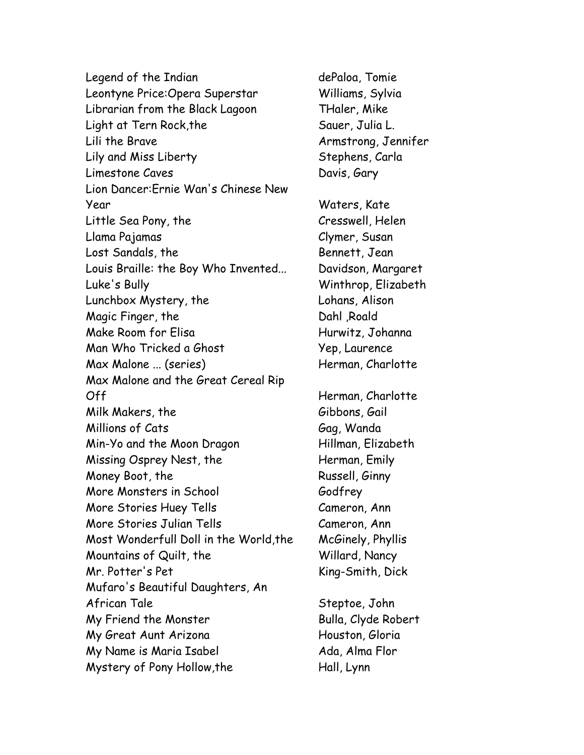| | |
|---|---|
| Legend of the Indian | dePaloa, Tomie |
| Leontyne Price:Opera Superstar | Williams, Sylvia |
| Librarian from the Black Lagoon | THaler, Mike |
| Light at Tern Rock,the | Sauer, Julia L. |
| Lili the Brave | Armstrong, Jennifer |
| Lily and Miss Liberty | Stephens, Carla |
| Limestone Caves | Davis, Gary |
| Lion Dancer:Ernie Wan's Chinese New Year | Waters, Kate |
| Little Sea Pony, the | Cresswell, Helen |
| Llama Pajamas | Clymer, Susan |
| Lost Sandals, the | Bennett, Jean |
| Louis Braille: the Boy Who Invented... | Davidson, Margaret |
| Luke's Bully | Winthrop, Elizabeth |
| Lunchbox Mystery, the | Lohans, Alison |
| Magic Finger, the | Dahl ,Roald |
| Make Room for Elisa | Hurwitz, Johanna |
| Man Who Tricked a Ghost | Yep, Laurence |
| Max Malone ... (series) | Herman, Charlotte |
| Max Malone and the Great Cereal Rip Off | Herman, Charlotte |
| Milk Makers, the | Gibbons, Gail |
| Millions of Cats | Gag, Wanda |
| Min-Yo and the Moon Dragon | Hillman, Elizabeth |
| Missing Osprey Nest, the | Herman, Emily |
| Money Boot, the | Russell, Ginny |
| More Monsters in School | Godfrey |
| More Stories Huey Tells | Cameron, Ann |
| More Stories Julian Tells | Cameron, Ann |
| Most Wonderfull Doll in the World,the | McGinely, Phyllis |
| Mountains of Quilt, the | Willard, Nancy |
| Mr. Potter's Pet | King-Smith, Dick |
| Mufaro's Beautiful Daughters, An African Tale | Steptoe, John |
| My Friend the Monster | Bulla, Clyde Robert |
| My Great Aunt Arizona | Houston, Gloria |
| My Name is Maria Isabel | Ada, Alma Flor |
| Mystery of Pony Hollow,the | Hall, Lynn |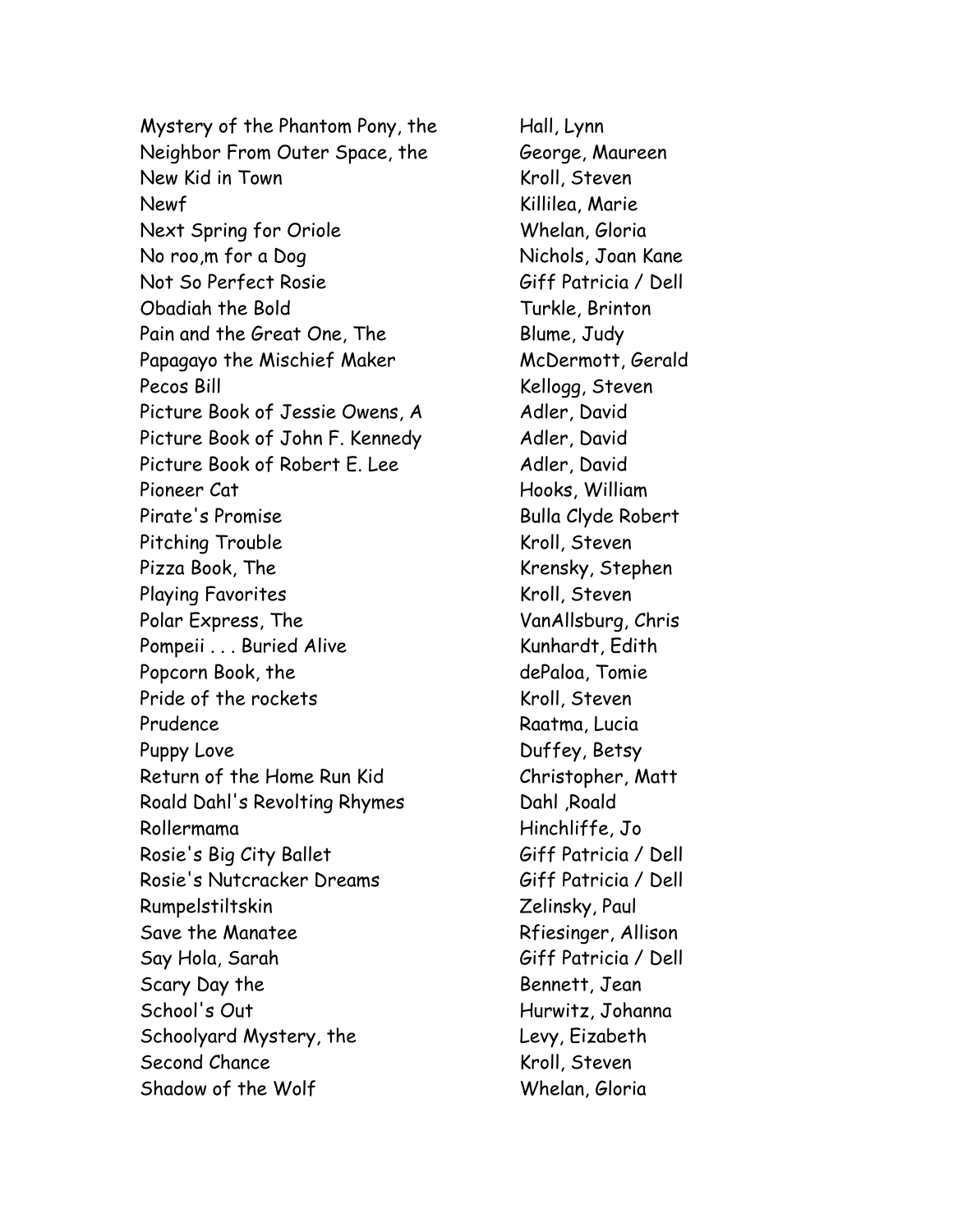| | |
|---|---|
| Mystery of the Phantom Pony, the | Hall, Lynn |
| Neighbor From Outer Space, the | George, Maureen |
| New Kid in Town | Kroll, Steven |
| Newf | Killilea, Marie |
| Next Spring for Oriole | Whelan, Gloria |
| No roo,m for a Dog | Nichols, Joan Kane |
| Not So Perfect Rosie | Giff Patricia / Dell |
| Obadiah the Bold | Turkle, Brinton |
| Pain and the Great One, The | Blume, Judy |
| Papagayo the Mischief Maker | McDermott, Gerald |
| Pecos Bill | Kellogg, Steven |
| Picture Book of Jessie Owens, A | Adler, David |
| Picture Book of John F. Kennedy | Adler, David |
| Picture Book of Robert E. Lee | Adler, David |
| Pioneer Cat | Hooks, William |
| Pirate's Promise | Bulla Clyde Robert |
| Pitching Trouble | Kroll, Steven |
| Pizza Book, The | Krensky, Stephen |
| Playing Favorites | Kroll, Steven |
| Polar Express, The | VanAllsburg, Chris |
| Pompeii . . . Buried Alive | Kunhardt, Edith |
| Popcorn Book, the | dePaloa, Tomie |
| Pride of the rockets | Kroll, Steven |
| Prudence | Raatma, Lucia |
| Puppy Love | Duffey, Betsy |
| Return of the Home Run Kid | Christopher, Matt |
| Roald Dahl's Revolting Rhymes | Dahl ,Roald |
| Rollermama | Hinchliffe, Jo |
| Rosie's Big City Ballet | Giff Patricia / Dell |
| Rosie's Nutcracker Dreams | Giff Patricia / Dell |
| Rumpelstiltskin | Zelinsky, Paul |
| Save the Manatee | Rfiesinger, Allison |
| Say Hola, Sarah | Giff Patricia / Dell |
| Scary Day the | Bennett, Jean |
| School's Out | Hurwitz, Johanna |
| Schoolyard Mystery, the | Levy, Eizabeth |
| Second Chance | Kroll, Steven |
| Shadow of the Wolf | Whelan, Gloria |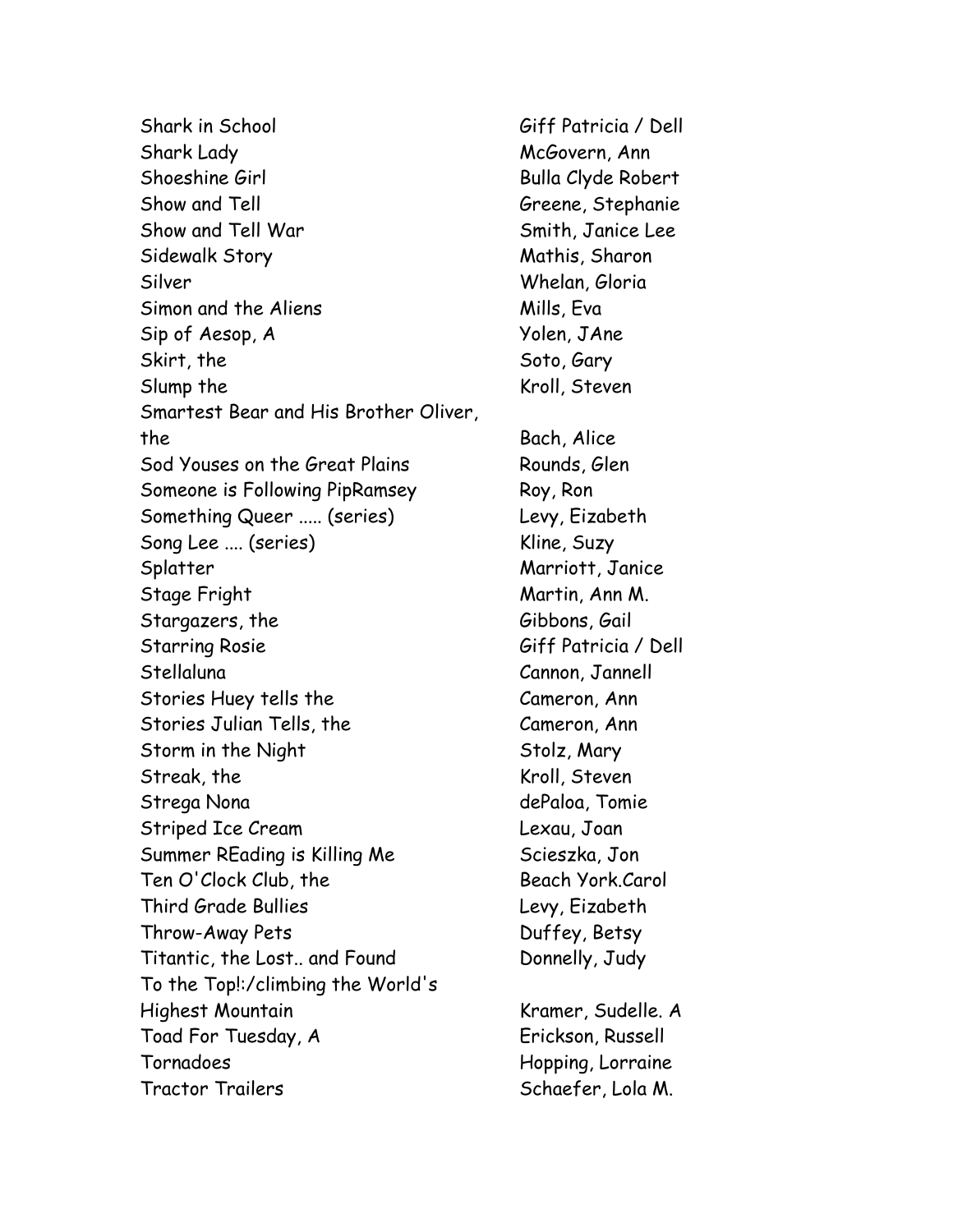| | |
|---|---|
| Shark in School | Giff Patricia / Dell |
| Shark Lady | McGovern, Ann |
| Shoeshine Girl | Bulla Clyde Robert |
| Show and Tell | Greene, Stephanie |
| Show and Tell War | Smith, Janice Lee |
| Sidewalk Story | Mathis, Sharon |
| Silver | Whelan, Gloria |
| Simon and the Aliens | Mills, Eva |
| Sip of Aesop, A | Yolen, JAne |
| Skirt, the | Soto, Gary |
| Slump the | Kroll, Steven |
| Smartest Bear and His Brother Oliver, the | Bach, Alice |
| Sod Youses on the Great Plains | Rounds, Glen |
| Someone is Following PipRamsey | Roy, Ron |
| Something Queer ..... (series) | Levy, Eizabeth |
| Song Lee .... (series) | Kline, Suzy |
| Splatter | Marriott, Janice |
| Stage Fright | Martin, Ann M. |
| Stargazers, the | Gibbons, Gail |
| Starring Rosie | Giff Patricia / Dell |
| Stellaluna | Cannon, Jannell |
| Stories Huey tells the | Cameron, Ann |
| Stories Julian Tells, the | Cameron, Ann |
| Storm in the Night | Stolz, Mary |
| Streak, the | Kroll, Steven |
| Strega Nona | dePaloa, Tomie |
| Striped Ice Cream | Lexau, Joan |
| Summer REading is Killing Me | Scieszka, Jon |
| Ten O'Clock Club, the | Beach York.Carol |
| Third Grade Bullies | Levy, Eizabeth |
| Throw-Away Pets | Duffey, Betsy |
| Titantic, the Lost.. and Found | Donnelly, Judy |
| To the Top!:/climbing the World's Highest Mountain | Kramer, Sudelle. A |
| Toad For Tuesday, A | Erickson, Russell |
| Tornadoes | Hopping, Lorraine |
| Tractor Trailers | Schaefer, Lola M. |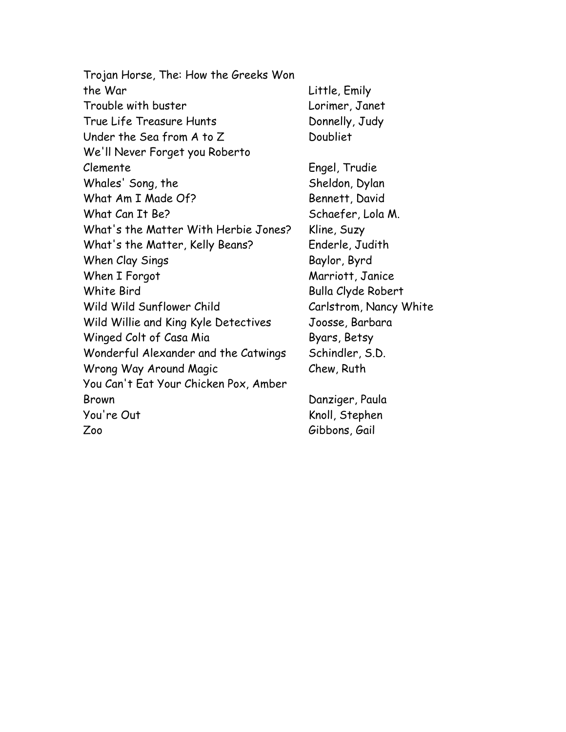| | |
|---|---|
| Trojan Horse, The: How the Greeks Won the War | Little, Emily |
| Trouble with buster | Lorimer, Janet |
| True Life Treasure Hunts | Donnelly, Judy |
| Under the Sea from A to Z | Doubliet |
| We'll Never Forget you Roberto Clemente | Engel, Trudie |
| Whales' Song, the | Sheldon, Dylan |
| What Am I Made Of? | Bennett, David |
| What Can It Be? | Schaefer, Lola M. |
| What's the Matter With Herbie Jones? | Kline, Suzy |
| What's the Matter, Kelly Beans? | Enderle, Judith |
| When Clay Sings | Baylor, Byrd |
| When I Forgot | Marriott, Janice |
| White Bird | Bulla Clyde Robert |
| Wild Wild Sunflower Child | Carlstrom, Nancy White |
| Wild Willie and King Kyle Detectives | Joosse, Barbara |
| Winged Colt of Casa Mia | Byars, Betsy |
| Wonderful Alexander and the Catwings | Schindler, S.D. |
| Wrong Way Around Magic | Chew, Ruth |
| You Can't Eat Your Chicken Pox, Amber Brown | Danziger, Paula |
| You're Out | Knoll, Stephen |
| Zoo | Gibbons, Gail |